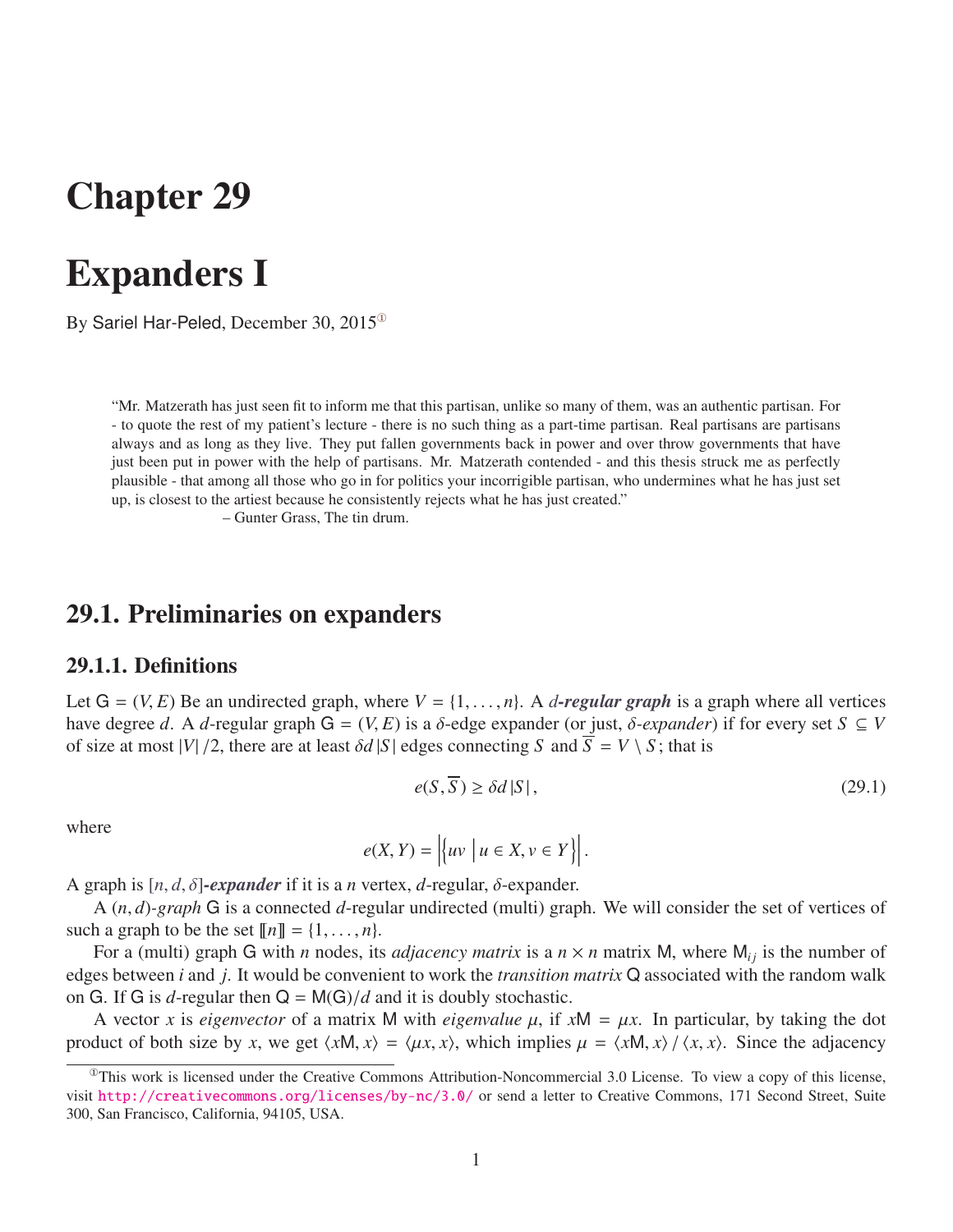# Chapter 29

# Expanders I

By Sariel Har-Peled, December 30, 2015[1]

> "Mr. Matzerath has just seen fit to inform me that this partisan, unlike so many of them, was an authentic partisan. For - to quote the rest of my patient's lecture - there is no such thing as a part-time partisan. Real partisans are partisans always and as long as they live. They put fallen governments back in power and over throw governments that have just been put in power with the help of partisans. Mr. Matzerath contended - and this thesis struck me as perfectly plausible - that among all those who go in for politics your incorrigible partisan, who undermines what he has just set up, is closest to the artiest because he consistently rejects what he has just created."
>
> – Gunter Grass, The tin drum.

## 29.1. Preliminaries on expanders

### 29.1.1. Definitions

Let $\mathsf{G} = (V, E)$ Be an undirected graph, where $V = \{1, \ldots, n\}$. A ***d-regular graph*** is a graph where all vertices have degree $d$. A $d$-regular graph $\mathsf{G} = (V, E)$ is a $\delta$-edge expander (or just, *$\delta$-expander*) if for every set $S \subseteq V$ of size at most $|V|/2$, there are at least $\delta d |S|$ edges connecting $S$ and $\overline{S} = V \setminus S$; that is

$$e(S, \overline{S}) \geq \delta d |S|, \tag{29.1}$$

where

$$e(X, Y) = \left| \left\{ uv \;\middle|\; u \in X, v \in Y \right\} \right|.$$

A graph is ***$[n, d, \delta]$-expander*** if it is a $n$ vertex, $d$-regular, $\delta$-expander.

A *$(n, d)$-graph* $\mathsf{G}$ is a connected $d$-regular undirected (multi) graph. We will consider the set of vertices of such a graph to be the set $[\![n]\!] = \{1, \ldots, n\}$.

For a (multi) graph $\mathsf{G}$ with $n$ nodes, its *adjacency matrix* is a $n \times n$ matrix $\mathsf{M}$, where $\mathsf{M}_{ij}$ is the number of edges between $i$ and $j$. It would be convenient to work the *transition matrix* $\mathsf{Q}$ associated with the random walk on $\mathsf{G}$. If $\mathsf{G}$ is $d$-regular then $\mathsf{Q} = \mathsf{M}(\mathsf{G})/d$ and it is doubly stochastic.

A vector $x$ is *eigenvector* of a matrix $\mathsf{M}$ with *eigenvalue* $\mu$, if $x\mathsf{M} = \mu x$. In particular, by taking the dot product of both size by $x$, we get $\langle x\mathsf{M}, x \rangle = \langle \mu x, x \rangle$, which implies $\mu = \langle x\mathsf{M}, x \rangle / \langle x, x \rangle$. Since the adjacency

[1] This work is licensed under the Creative Commons Attribution-Noncommercial 3.0 License. To view a copy of this license, visit http://creativecommons.org/licenses/by-nc/3.0/ or send a letter to Creative Commons, 171 Second Street, Suite 300, San Francisco, California, 94105, USA.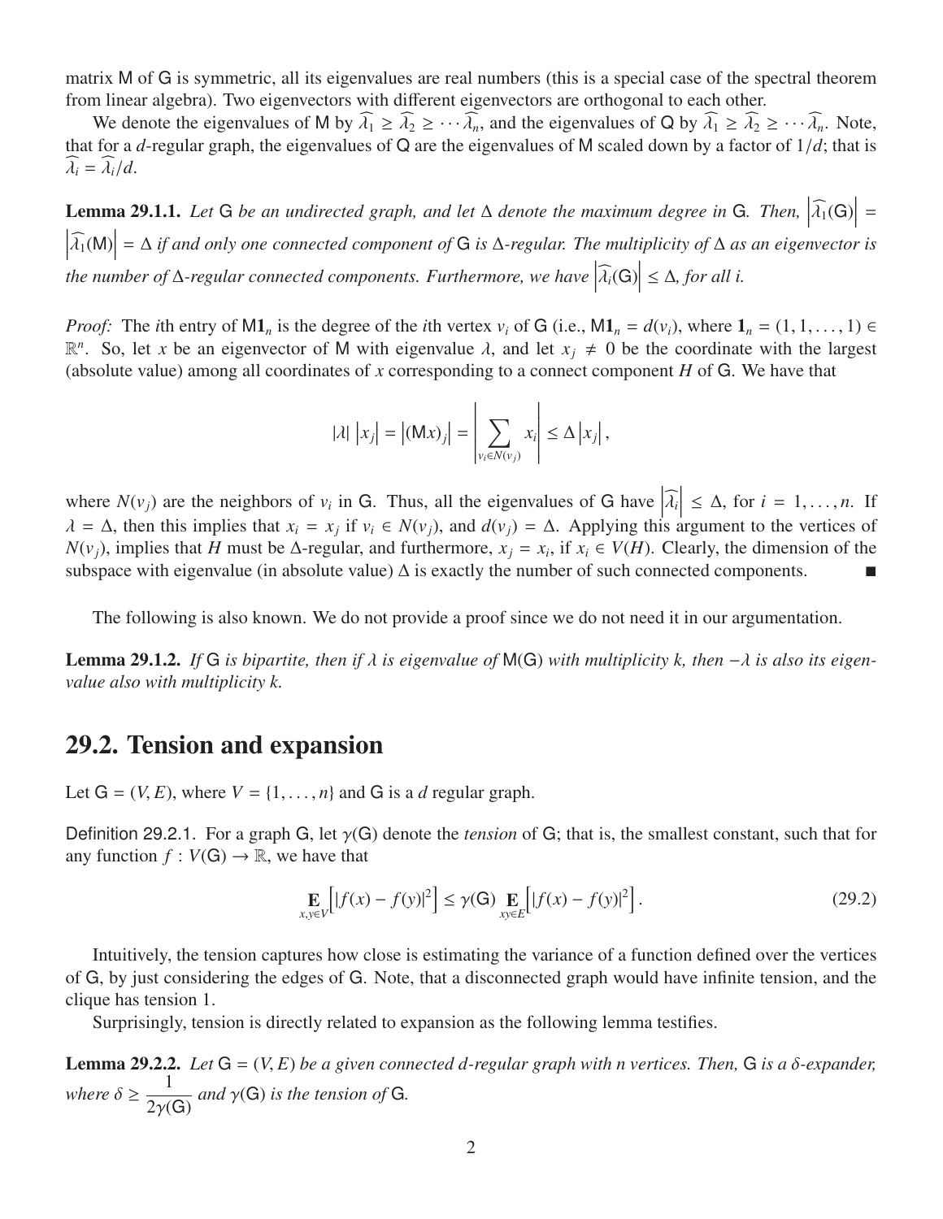matrix M of G is symmetric, all its eigenvalues are real numbers (this is a special case of the spectral theorem from linear algebra). Two eigenvectors with different eigenvectors are orthogonal to each other.

We denote the eigenvalues of M by $\widehat{\lambda_1} \geq \widehat{\lambda_2} \geq \cdots \widehat{\lambda_n}$, and the eigenvalues of Q by $\widehat{\lambda_1} \geq \widehat{\lambda_2} \geq \cdots \widehat{\lambda_n}$. Note, that for a $d$-regular graph, the eigenvalues of Q are the eigenvalues of M scaled down by a factor of $1/d$; that is $\widehat{\lambda_i} = \widehat{\lambda_i}/d$.

**Lemma 29.1.1.** *Let* G *be an undirected graph, and let* $\Delta$ *denote the maximum degree in* G*. Then,* $\left|\widehat{\lambda_1}(\mathsf{G})\right| = \left|\widehat{\lambda_1}(\mathsf{M})\right| = \Delta$ *if and only one connected component of* G *is* $\Delta$*-regular. The multiplicity of* $\Delta$ *as an eigenvector is the number of* $\Delta$*-regular connected components. Furthermore, we have* $\left|\widehat{\lambda_i}(\mathsf{G})\right| \leq \Delta$*, for all* $i$*.*

*Proof:* The $i$th entry of $\mathsf{M}\mathbf{1}_n$ is the degree of the $i$th vertex $v_i$ of G (i.e., $\mathsf{M}\mathbf{1}_n = d(v_i)$, where $\mathbf{1}_n = (1, 1, \ldots, 1) \in \mathbb{R}^n$. So, let $x$ be an eigenvector of M with eigenvalue $\lambda$, and let $x_j \neq 0$ be the coordinate with the largest (absolute value) among all coordinates of $x$ corresponding to a connect component $H$ of G. We have that

$$|\lambda| \left|x_j\right| = \left|(\mathsf{M}x)_j\right| = \left|\sum_{v_i \in N(v_j)} x_i\right| \leq \Delta \left|x_j\right|,$$

where $N(v_j)$ are the neighbors of $v_i$ in G. Thus, all the eigenvalues of G have $\left|\widehat{\lambda_i}\right| \leq \Delta$, for $i = 1, \ldots, n$. If $\lambda = \Delta$, then this implies that $x_i = x_j$ if $v_i \in N(v_j)$, and $d(v_j) = \Delta$. Applying this argument to the vertices of $N(v_j)$, implies that $H$ must be $\Delta$-regular, and furthermore, $x_j = x_i$, if $x_i \in V(H)$. Clearly, the dimension of the subspace with eigenvalue (in absolute value) $\Delta$ is exactly the number of such connected components. ∎

The following is also known. We do not provide a proof since we do not need it in our argumentation.

**Lemma 29.1.2.** *If* G *is bipartite, then if* $\lambda$ *is eigenvalue of* $\mathsf{M}(\mathsf{G})$ *with multiplicity* $k$*, then* $-\lambda$ *is also its eigenvalue also with multiplicity* $k$*.*

## 29.2. Tension and expansion

Let $\mathsf{G} = (V, E)$, where $V = \{1, \ldots, n\}$ and G is a $d$ regular graph.

Definition 29.2.1. For a graph G, let $\gamma(\mathsf{G})$ denote the *tension* of G; that is, the smallest constant, such that for any function $f : V(\mathsf{G}) \to \mathbb{R}$, we have that

$$\mathop{\mathbf{E}}_{x,y \in V}\Big[|f(x) - f(y)|^2\Big] \leq \gamma(\mathsf{G}) \mathop{\mathbf{E}}_{xy \in E}\Big[|f(x) - f(y)|^2\Big]. \tag{29.2}$$

Intuitively, the tension captures how close is estimating the variance of a function defined over the vertices of G, by just considering the edges of G. Note, that a disconnected graph would have infinite tension, and the clique has tension 1.

Surprisingly, tension is directly related to expansion as the following lemma testifies.

**Lemma 29.2.2.** *Let* $\mathsf{G} = (V, E)$ *be a given connected* $d$*-regular graph with* $n$ *vertices. Then,* G *is a* $\delta$*-expander, where* $\delta \geq \dfrac{1}{2\gamma(\mathsf{G})}$ *and* $\gamma(\mathsf{G})$ *is the tension of* G*.*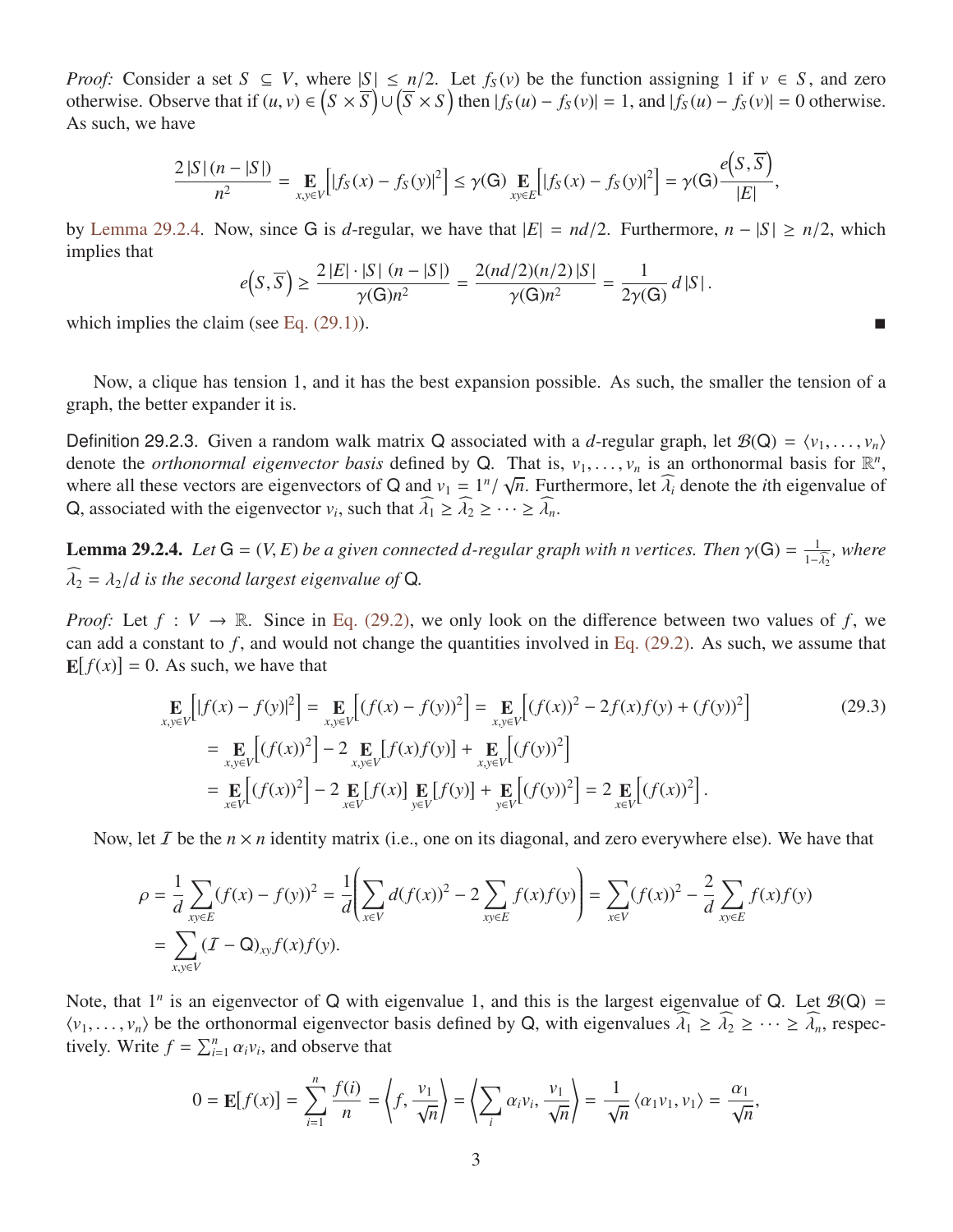*Proof:* Consider a set $S \subseteq V$, where $|S| \leq n/2$. Let $f_S(v)$ be the function assigning 1 if $v \in S$, and zero otherwise. Observe that if $(u, v) \in \left(S \times \overline{S}\right) \cup \left(\overline{S} \times S\right)$ then $|f_S(u) - f_S(v)| = 1$, and $|f_S(u) - f_S(v)| = 0$ otherwise. As such, we have

$$\frac{2\,|S|\,(n - |S|)}{n^2} = \mathop{\mathbf{E}}_{x,y \in V}\Big[|f_S(x) - f_S(y)|^2\Big] \leq \gamma(\mathsf{G}) \mathop{\mathbf{E}}_{xy \in E}\Big[|f_S(x) - f_S(y)|^2\Big] = \gamma(\mathsf{G}) \frac{e\left(S, \overline{S}\right)}{|E|},$$

by Lemma 29.2.4. Now, since $\mathsf{G}$ is $d$-regular, we have that $|E| = nd/2$. Furthermore, $n - |S| \geq n/2$, which implies that

$$e\left(S, \overline{S}\right) \geq \frac{2\,|E| \cdot |S|\,(n - |S|)}{\gamma(\mathsf{G}) n^2} = \frac{2(nd/2)(n/2)\,|S|}{\gamma(\mathsf{G}) n^2} = \frac{1}{2\gamma(\mathsf{G})}\, d\,|S|\,.$$

which implies the claim (see Eq. (29.1)). ■

Now, a clique has tension 1, and it has the best expansion possible. As such, the smaller the tension of a graph, the better expander it is.

Definition 29.2.3. Given a random walk matrix $\mathsf{Q}$ associated with a $d$-regular graph, let $\mathcal{B}(\mathsf{Q}) = \langle v_1, \ldots, v_n \rangle$ denote the *orthonormal eigenvector basis* defined by $\mathsf{Q}$. That is, $v_1, \ldots, v_n$ is an orthonormal basis for $\mathbb{R}^n$, where all these vectors are eigenvectors of $\mathsf{Q}$ and $v_1 = 1^n/\sqrt{n}$. Furthermore, let $\widehat{\lambda_i}$ denote the $i$th eigenvalue of $\mathsf{Q}$, associated with the eigenvector $v_i$, such that $\widehat{\lambda_1} \geq \widehat{\lambda_2} \geq \cdots \geq \widehat{\lambda_n}$.

**Lemma 29.2.4.** *Let $\mathsf{G} = (V, E)$ be a given connected $d$-regular graph with $n$ vertices. Then $\gamma(\mathsf{G}) = \frac{1}{1 - \widehat{\lambda_2}}$, where $\widehat{\lambda_2} = \lambda_2/d$ is the second largest eigenvalue of $\mathsf{Q}$.*

*Proof:* Let $f : V \to \mathbb{R}$. Since in Eq. (29.2), we only look on the difference between two values of $f$, we can add a constant to $f$, and would not change the quantities involved in Eq. (29.2). As such, we assume that $\mathbf{E}[f(x)] = 0$. As such, we have that

$$\begin{aligned}
\mathop{\mathbf{E}}_{x,y \in V}\Big[|f(x) - f(y)|^2\Big] &= \mathop{\mathbf{E}}_{x,y \in V}\Big[(f(x) - f(y))^2\Big] = \mathop{\mathbf{E}}_{x,y \in V}\Big[(f(x))^2 - 2f(x)f(y) + (f(y))^2\Big] \qquad (29.3)\\
&= \mathop{\mathbf{E}}_{x,y \in V}\Big[(f(x))^2\Big] - 2 \mathop{\mathbf{E}}_{x,y \in V}\big[f(x)f(y)\big] + \mathop{\mathbf{E}}_{x,y \in V}\Big[(f(y))^2\Big]\\
&= \mathop{\mathbf{E}}_{x \in V}\Big[(f(x))^2\Big] - 2 \mathop{\mathbf{E}}_{x \in V}\big[f(x)\big] \mathop{\mathbf{E}}_{y \in V}\big[f(y)\big] + \mathop{\mathbf{E}}_{y \in V}\Big[(f(y))^2\Big] = 2 \mathop{\mathbf{E}}_{x \in V}\Big[(f(x))^2\Big].
\end{aligned}$$

Now, let $\mathcal{I}$ be the $n \times n$ identity matrix (i.e., one on its diagonal, and zero everywhere else). We have that

$$\begin{aligned}
\rho &= \frac{1}{d}\sum_{xy \in E}(f(x) - f(y))^2 = \frac{1}{d}\left(\sum_{x \in V} d(f(x))^2 - 2\sum_{xy \in E} f(x)f(y)\right) = \sum_{x \in V}(f(x))^2 - \frac{2}{d}\sum_{xy \in E} f(x)f(y)\\
&= \sum_{x,y \in V}(\mathcal{I} - \mathsf{Q})_{xy} f(x)f(y).
\end{aligned}$$

Note, that $1^n$ is an eigenvector of $\mathsf{Q}$ with eigenvalue 1, and this is the largest eigenvalue of $\mathsf{Q}$. Let $\mathcal{B}(\mathsf{Q}) = \langle v_1, \ldots, v_n \rangle$ be the orthonormal eigenvector basis defined by $\mathsf{Q}$, with eigenvalues $\widehat{\lambda_1} \geq \widehat{\lambda_2} \geq \cdots \geq \widehat{\lambda_n}$, respectively. Write $f = \sum_{i=1}^n \alpha_i v_i$, and observe that

$$0 = \mathbf{E}[f(x)] = \sum_{i=1}^n \frac{f(i)}{n} = \left\langle f, \frac{v_1}{\sqrt{n}} \right\rangle = \left\langle \sum_i \alpha_i v_i, \frac{v_1}{\sqrt{n}} \right\rangle = \frac{1}{\sqrt{n}} \langle \alpha_1 v_1, v_1 \rangle = \frac{\alpha_1}{\sqrt{n}},$$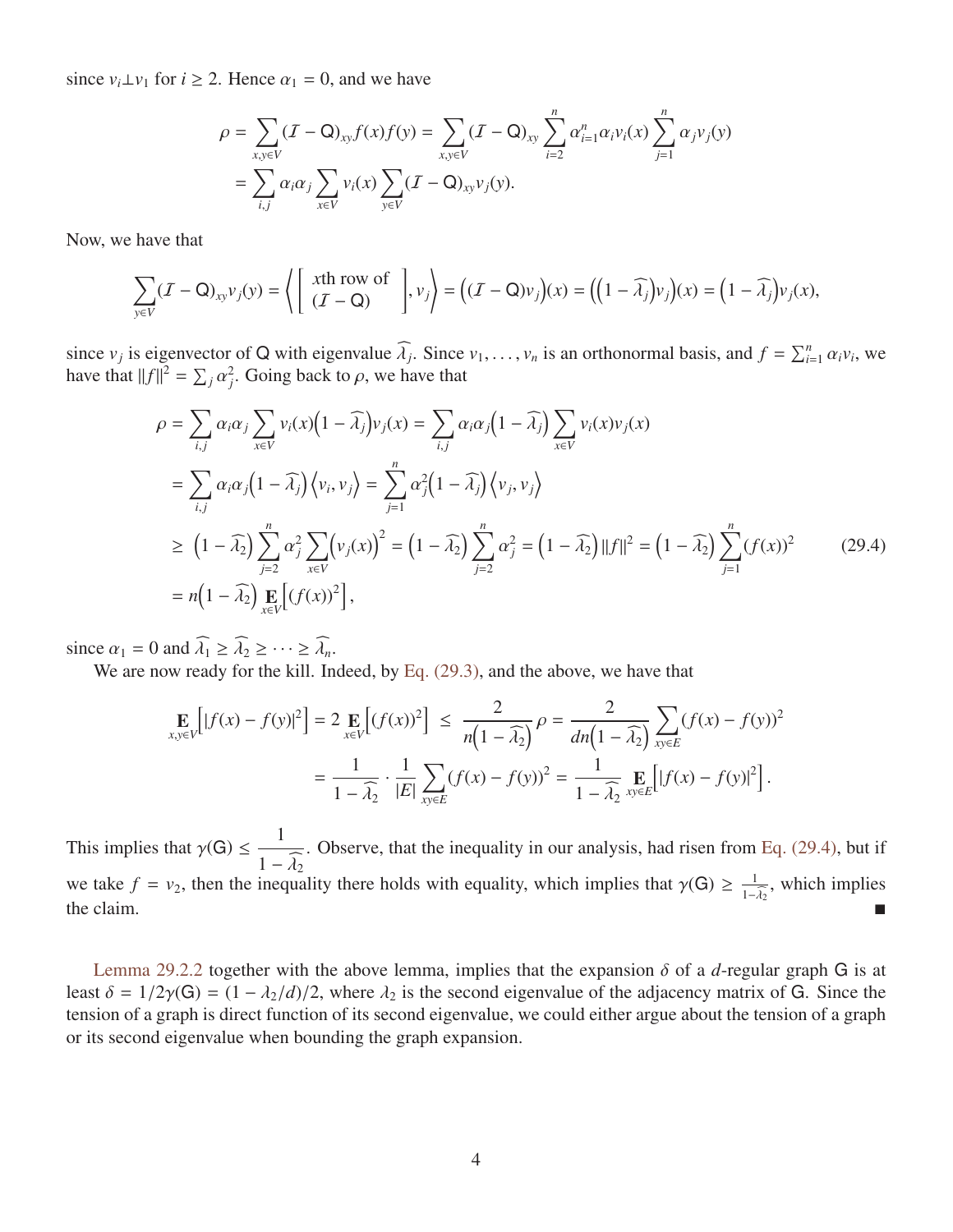since $v_i \perp v_1$ for $i \geq 2$. Hence $\alpha_1 = 0$, and we have

$$
\begin{aligned}
\rho &= \sum_{x,y \in V} (\mathcal{I} - \mathsf{Q})_{xy} f(x) f(y) = \sum_{x,y \in V} (\mathcal{I} - \mathsf{Q})_{xy} \sum_{i=2}^{n} \alpha_{i=1}^{n} \alpha_i v_i(x) \sum_{j=1}^{n} \alpha_j v_j(y) \\
&= \sum_{i,j} \alpha_i \alpha_j \sum_{x \in V} v_i(x) \sum_{y \in V} (\mathcal{I} - \mathsf{Q})_{xy} v_j(y).
\end{aligned}
$$

Now, we have that

$$
\sum_{y \in V} (\mathcal{I} - \mathsf{Q})_{xy} v_j(y) = \left\langle \left[ \begin{array}{c} x\text{th row of} \\ (\mathcal{I} - \mathsf{Q}) \end{array} \right], v_j \right\rangle = \left( (\mathcal{I} - \mathsf{Q}) v_j \right)(x) = \left( \left(1 - \widehat{\lambda_j}\right) v_j \right)(x) = \left(1 - \widehat{\lambda_j}\right) v_j(x),
$$

since $v_j$ is eigenvector of $\mathsf{Q}$ with eigenvalue $\widehat{\lambda_j}$. Since $v_1, \ldots, v_n$ is an orthonormal basis, and $f = \sum_{i=1}^{n} \alpha_i v_i$, we have that $\|f\|^2 = \sum_j \alpha_j^2$. Going back to $\rho$, we have that

$$
\begin{aligned}
\rho &= \sum_{i,j} \alpha_i \alpha_j \sum_{x \in V} v_i(x) \left(1 - \widehat{\lambda_j}\right) v_j(x) = \sum_{i,j} \alpha_i \alpha_j \left(1 - \widehat{\lambda_j}\right) \sum_{x \in V} v_i(x) v_j(x) \\
&= \sum_{i,j} \alpha_i \alpha_j \left(1 - \widehat{\lambda_j}\right) \left\langle v_i, v_j \right\rangle = \sum_{j=1}^{n} \alpha_j^2 \left(1 - \widehat{\lambda_j}\right) \left\langle v_j, v_j \right\rangle \\
&\geq \left(1 - \widehat{\lambda_2}\right) \sum_{j=2}^{n} \alpha_j^2 \sum_{x \in V} \left(v_j(x)\right)^2 = \left(1 - \widehat{\lambda_2}\right) \sum_{j=2}^{n} \alpha_j^2 = \left(1 - \widehat{\lambda_2}\right) \|f\|^2 = \left(1 - \widehat{\lambda_2}\right) \sum_{j=1}^{n} (f(x))^2 \qquad (29.4) \\
&= n \left(1 - \widehat{\lambda_2}\right) \mathop{\mathbf{E}}_{x \in V} \left[ (f(x))^2 \right],
\end{aligned}
$$

since $\alpha_1 = 0$ and $\widehat{\lambda_1} \geq \widehat{\lambda_2} \geq \cdots \geq \widehat{\lambda_n}$.

We are now ready for the kill. Indeed, by Eq. (29.3), and the above, we have that

$$
\begin{aligned}
\mathop{\mathbf{E}}_{x,y \in V} \left[ |f(x) - f(y)|^2 \right] = 2 \mathop{\mathbf{E}}_{x \in V} \left[ (f(x))^2 \right] &\leq \frac{2}{n\left(1 - \widehat{\lambda_2}\right)} \rho = \frac{2}{dn\left(1 - \widehat{\lambda_2}\right)} \sum_{xy \in E} (f(x) - f(y))^2 \\
&= \frac{1}{1 - \widehat{\lambda_2}} \cdot \frac{1}{|E|} \sum_{xy \in E} (f(x) - f(y))^2 = \frac{1}{1 - \widehat{\lambda_2}} \mathop{\mathbf{E}}_{xy \in E} \left[ |f(x) - f(y)|^2 \right].
\end{aligned}
$$

This implies that $\gamma(\mathsf{G}) \leq \dfrac{1}{1 - \widehat{\lambda_2}}$. Observe, that the inequality in our analysis, had risen from Eq. (29.4), but if we take $f = v_2$, then the inequality there holds with equality, which implies that $\gamma(\mathsf{G}) \geq \frac{1}{1 - \widehat{\lambda_2}}$, which implies the claim. ■

Lemma 29.2.2 together with the above lemma, implies that the expansion $\delta$ of a $d$-regular graph $\mathsf{G}$ is at least $\delta = 1/2\gamma(\mathsf{G}) = (1 - \lambda_2/d)/2$, where $\lambda_2$ is the second eigenvalue of the adjacency matrix of $\mathsf{G}$. Since the tension of a graph is direct function of its second eigenvalue, we could either argue about the tension of a graph or its second eigenvalue when bounding the graph expansion.